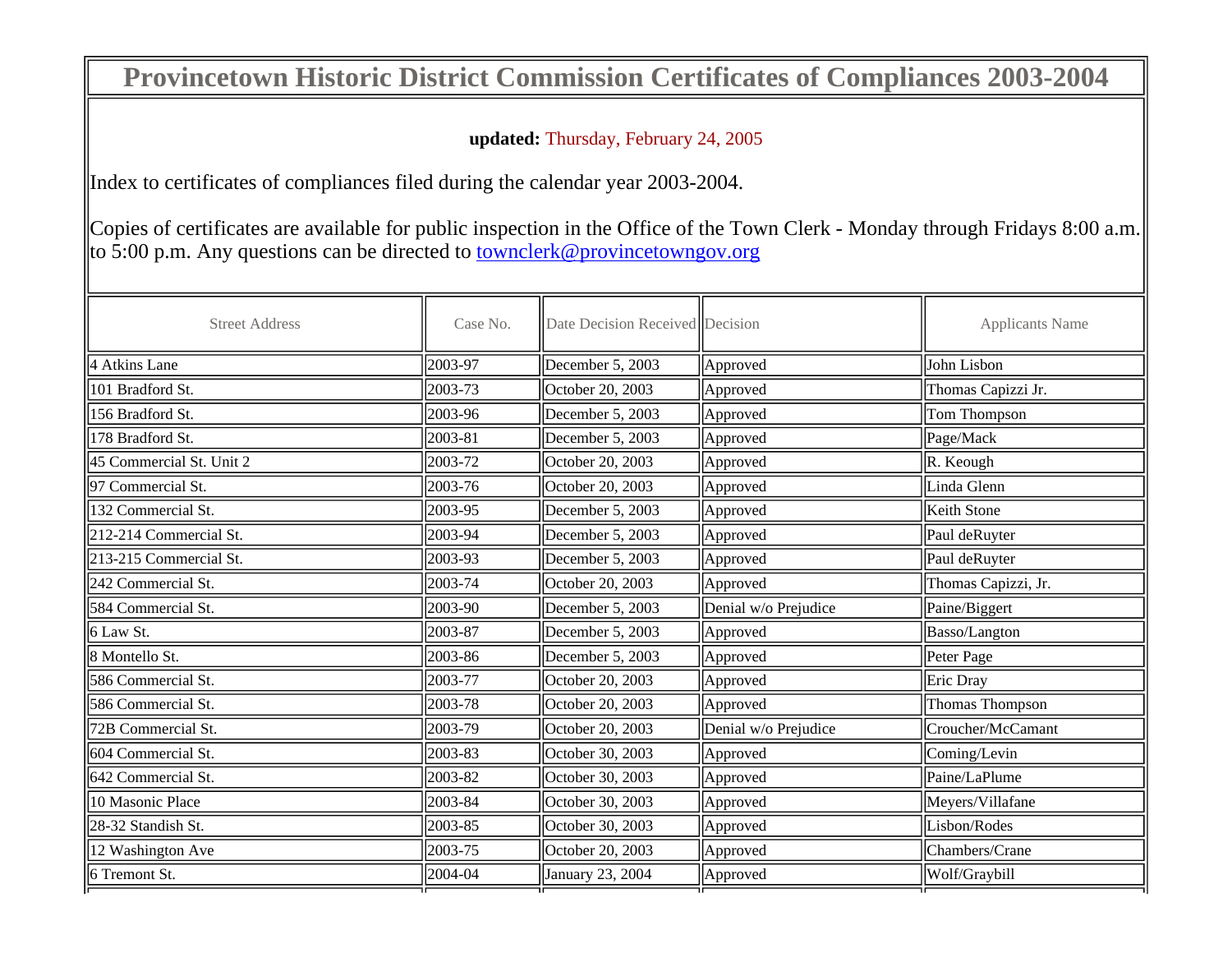# Provincetown Historic District Commission Certificates of Compliances 2003-2004

**updated:** Thursday, February 24, 2005

Index to certificates of compliances filed during the calendar year 2003-2004.

Copies of certificates are available for public inspection in the Office of the Town Clerk - Monday through Fridays 8:00 a.m. to 5:00 p.m. Any questions can be directed to townclerk@provincetowngov.org

| Street Address | Case No. | Date Decision Received | Decision | Applicants Name |
|---|---|---|---|---|
| 4 Atkins Lane | 2003-97 | December 5, 2003 | Approved | John Lisbon |
| 101 Bradford St. | 2003-73 | October 20, 2003 | Approved | Thomas Capizzi Jr. |
| 156 Bradford St. | 2003-96 | December 5, 2003 | Approved | Tom Thompson |
| 178 Bradford St. | 2003-81 | December 5, 2003 | Approved | Page/Mack |
| 45 Commercial St. Unit 2 | 2003-72 | October 20, 2003 | Approved | R. Keough |
| 97 Commercial St. | 2003-76 | October 20, 2003 | Approved | Linda Glenn |
| 132 Commercial St. | 2003-95 | December 5, 2003 | Approved | Keith Stone |
| 212-214 Commercial St. | 2003-94 | December 5, 2003 | Approved | Paul deRuyter |
| 213-215 Commercial St. | 2003-93 | December 5, 2003 | Approved | Paul deRuyter |
| 242 Commercial St. | 2003-74 | October 20, 2003 | Approved | Thomas Capizzi, Jr. |
| 584 Commercial St. | 2003-90 | December 5, 2003 | Denial w/o Prejudice | Paine/Biggert |
| 6 Law St. | 2003-87 | December 5, 2003 | Approved | Basso/Langton |
| 8 Montello St. | 2003-86 | December 5, 2003 | Approved | Peter Page |
| 586 Commercial St. | 2003-77 | October 20, 2003 | Approved | Eric Dray |
| 586 Commercial St. | 2003-78 | October 20, 2003 | Approved | Thomas Thompson |
| 72B Commercial St. | 2003-79 | October 20, 2003 | Denial w/o Prejudice | Croucher/McCamant |
| 604 Commercial St. | 2003-83 | October 30, 2003 | Approved | Coming/Levin |
| 642 Commercial St. | 2003-82 | October 30, 2003 | Approved | Paine/LaPlume |
| 10 Masonic Place | 2003-84 | October 30, 2003 | Approved | Meyers/Villafane |
| 28-32 Standish St. | 2003-85 | October 30, 2003 | Approved | Lisbon/Rodes |
| 12 Washington Ave | 2003-75 | October 20, 2003 | Approved | Chambers/Crane |
| 6 Tremont St. | 2004-04 | January 23, 2004 | Approved | Wolf/Graybill |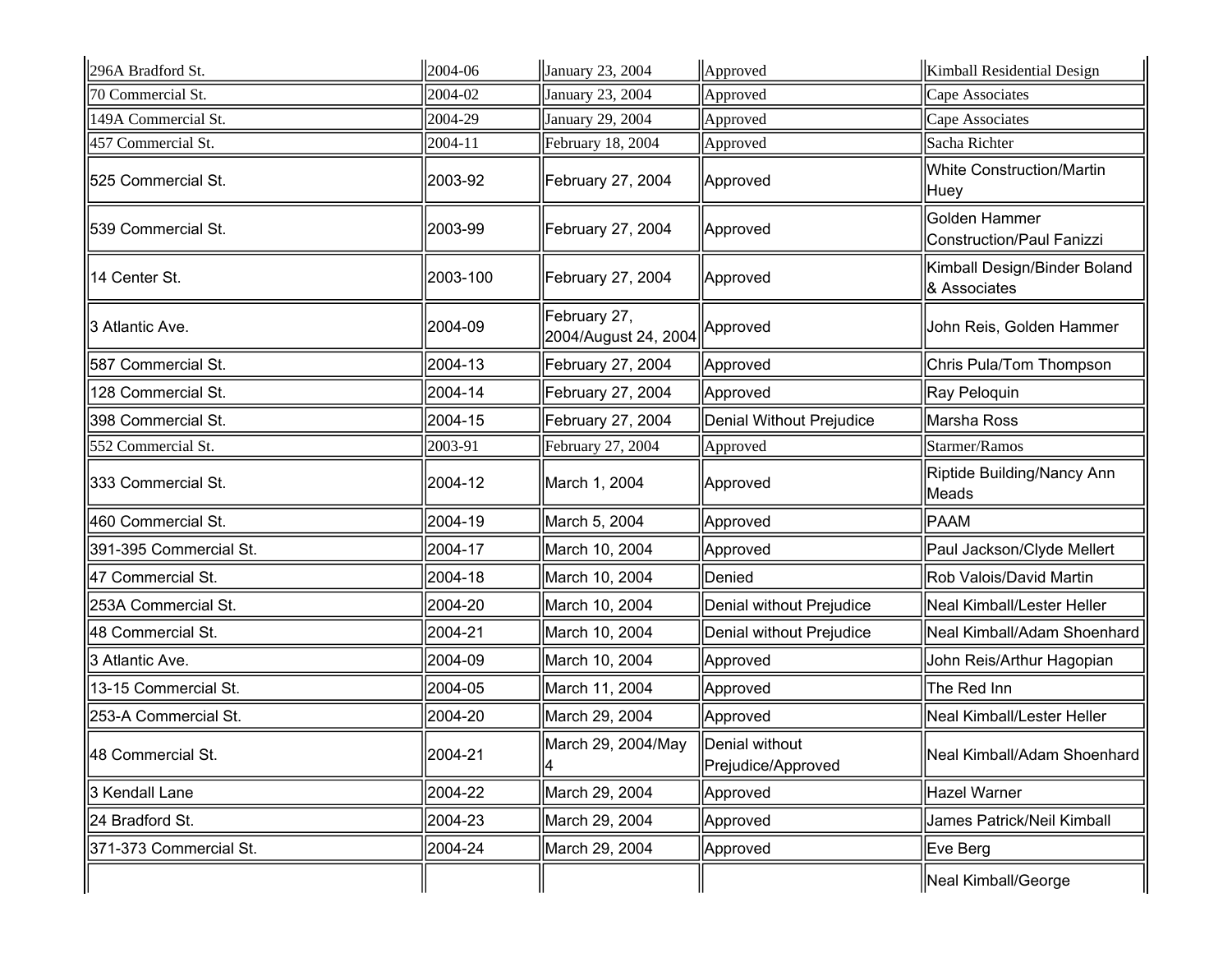| | | | | |
|---|---|---|---|---|
| 296A Bradford St. | 2004-06 | January 23, 2004 | Approved | Kimball Residential Design |
| 70 Commercial St. | 2004-02 | January 23, 2004 | Approved | Cape Associates |
| 149A Commercial St. | 2004-29 | January 29, 2004 | Approved | Cape Associates |
| 457 Commercial St. | 2004-11 | February 18, 2004 | Approved | Sacha Richter |
| 525 Commercial St. | 2003-92 | February 27, 2004 | Approved | White Construction/Martin Huey |
| 539 Commercial St. | 2003-99 | February 27, 2004 | Approved | Golden Hammer Construction/Paul Fanizzi |
| 14 Center St. | 2003-100 | February 27, 2004 | Approved | Kimball Design/Binder Boland & Associates |
| 3 Atlantic Ave. | 2004-09 | February 27, 2004/August 24, 2004 | Approved | John Reis, Golden Hammer |
| 587 Commercial St. | 2004-13 | February 27, 2004 | Approved | Chris Pula/Tom Thompson |
| 128 Commercial St. | 2004-14 | February 27, 2004 | Approved | Ray Peloquin |
| 398 Commercial St. | 2004-15 | February 27, 2004 | Denial Without Prejudice | Marsha Ross |
| 552 Commercial St. | 2003-91 | February 27, 2004 | Approved | Starmer/Ramos |
| 333 Commercial St. | 2004-12 | March 1, 2004 | Approved | Riptide Building/Nancy Ann Meads |
| 460 Commercial St. | 2004-19 | March 5, 2004 | Approved | PAAM |
| 391-395 Commercial St. | 2004-17 | March 10, 2004 | Approved | Paul Jackson/Clyde Mellert |
| 47 Commercial St. | 2004-18 | March 10, 2004 | Denied | Rob Valois/David Martin |
| 253A Commercial St. | 2004-20 | March 10, 2004 | Denial without Prejudice | Neal Kimball/Lester Heller |
| 48 Commercial St. | 2004-21 | March 10, 2004 | Denial without Prejudice | Neal Kimball/Adam Shoenhard |
| 3 Atlantic Ave. | 2004-09 | March 10, 2004 | Approved | John Reis/Arthur Hagopian |
| 13-15 Commercial St. | 2004-05 | March 11, 2004 | Approved | The Red Inn |
| 253-A Commercial St. | 2004-20 | March 29, 2004 | Approved | Neal Kimball/Lester Heller |
| 48 Commercial St. | 2004-21 | March 29, 2004/May 4 | Denial without Prejudice/Approved | Neal Kimball/Adam Shoenhard |
| 3 Kendall Lane | 2004-22 | March 29, 2004 | Approved | Hazel Warner |
| 24 Bradford St. | 2004-23 | March 29, 2004 | Approved | James Patrick/Neil Kimball |
| 371-373 Commercial St. | 2004-24 | March 29, 2004 | Approved | Eve Berg |
| | | | | Neal Kimball/George |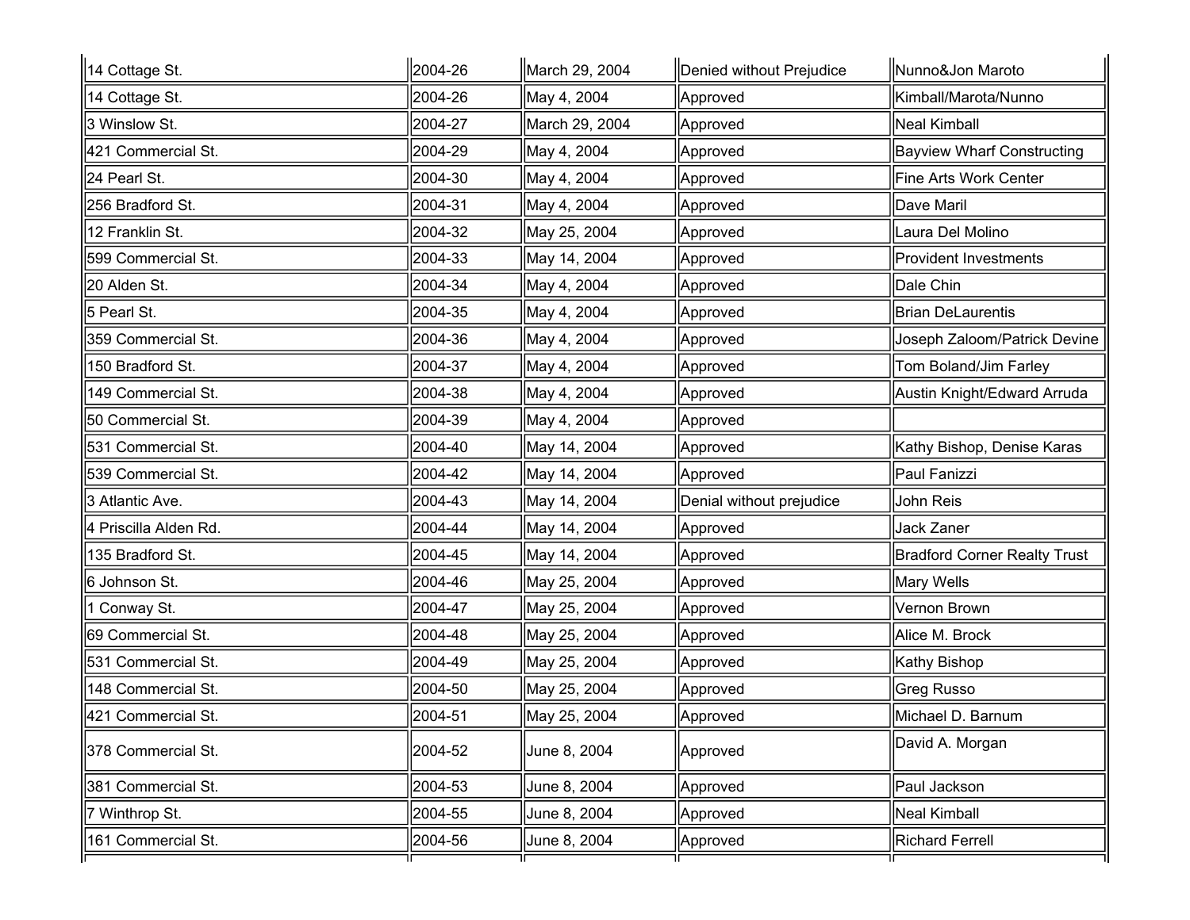| | | | | |
|---|---|---|---|---|
| 14 Cottage St. | 2004-26 | March 29, 2004 | Denied without Prejudice | Nunno&Jon Maroto |
| 14 Cottage St. | 2004-26 | May 4, 2004 | Approved | Kimball/Marota/Nunno |
| 3 Winslow St. | 2004-27 | March 29, 2004 | Approved | Neal Kimball |
| 421 Commercial St. | 2004-29 | May 4, 2004 | Approved | Bayview Wharf Constructing |
| 24 Pearl St. | 2004-30 | May 4, 2004 | Approved | Fine Arts Work Center |
| 256 Bradford St. | 2004-31 | May 4, 2004 | Approved | Dave Maril |
| 12 Franklin St. | 2004-32 | May 25, 2004 | Approved | Laura Del Molino |
| 599 Commercial St. | 2004-33 | May 14, 2004 | Approved | Provident Investments |
| 20 Alden St. | 2004-34 | May 4, 2004 | Approved | Dale Chin |
| 5 Pearl St. | 2004-35 | May 4, 2004 | Approved | Brian DeLaurentis |
| 359 Commercial St. | 2004-36 | May 4, 2004 | Approved | Joseph Zaloom/Patrick Devine |
| 150 Bradford St. | 2004-37 | May 4, 2004 | Approved | Tom Boland/Jim Farley |
| 149 Commercial St. | 2004-38 | May 4, 2004 | Approved | Austin Knight/Edward Arruda |
| 50 Commercial St. | 2004-39 | May 4, 2004 | Approved | |
| 531 Commercial St. | 2004-40 | May 14, 2004 | Approved | Kathy Bishop, Denise Karas |
| 539 Commercial St. | 2004-42 | May 14, 2004 | Approved | Paul Fanizzi |
| 3 Atlantic Ave. | 2004-43 | May 14, 2004 | Denial without prejudice | John Reis |
| 4 Priscilla Alden Rd. | 2004-44 | May 14, 2004 | Approved | Jack Zaner |
| 135 Bradford St. | 2004-45 | May 14, 2004 | Approved | Bradford Corner Realty Trust |
| 6 Johnson St. | 2004-46 | May 25, 2004 | Approved | Mary Wells |
| 1 Conway St. | 2004-47 | May 25, 2004 | Approved | Vernon Brown |
| 69 Commercial St. | 2004-48 | May 25, 2004 | Approved | Alice M. Brock |
| 531 Commercial St. | 2004-49 | May 25, 2004 | Approved | Kathy Bishop |
| 148 Commercial St. | 2004-50 | May 25, 2004 | Approved | Greg Russo |
| 421 Commercial St. | 2004-51 | May 25, 2004 | Approved | Michael D. Barnum |
| 378 Commercial St. | 2004-52 | June 8, 2004 | Approved | David A. Morgan |
| 381 Commercial St. | 2004-53 | June 8, 2004 | Approved | Paul Jackson |
| 7 Winthrop St. | 2004-55 | June 8, 2004 | Approved | Neal Kimball |
| 161 Commercial St. | 2004-56 | June 8, 2004 | Approved | Richard Ferrell |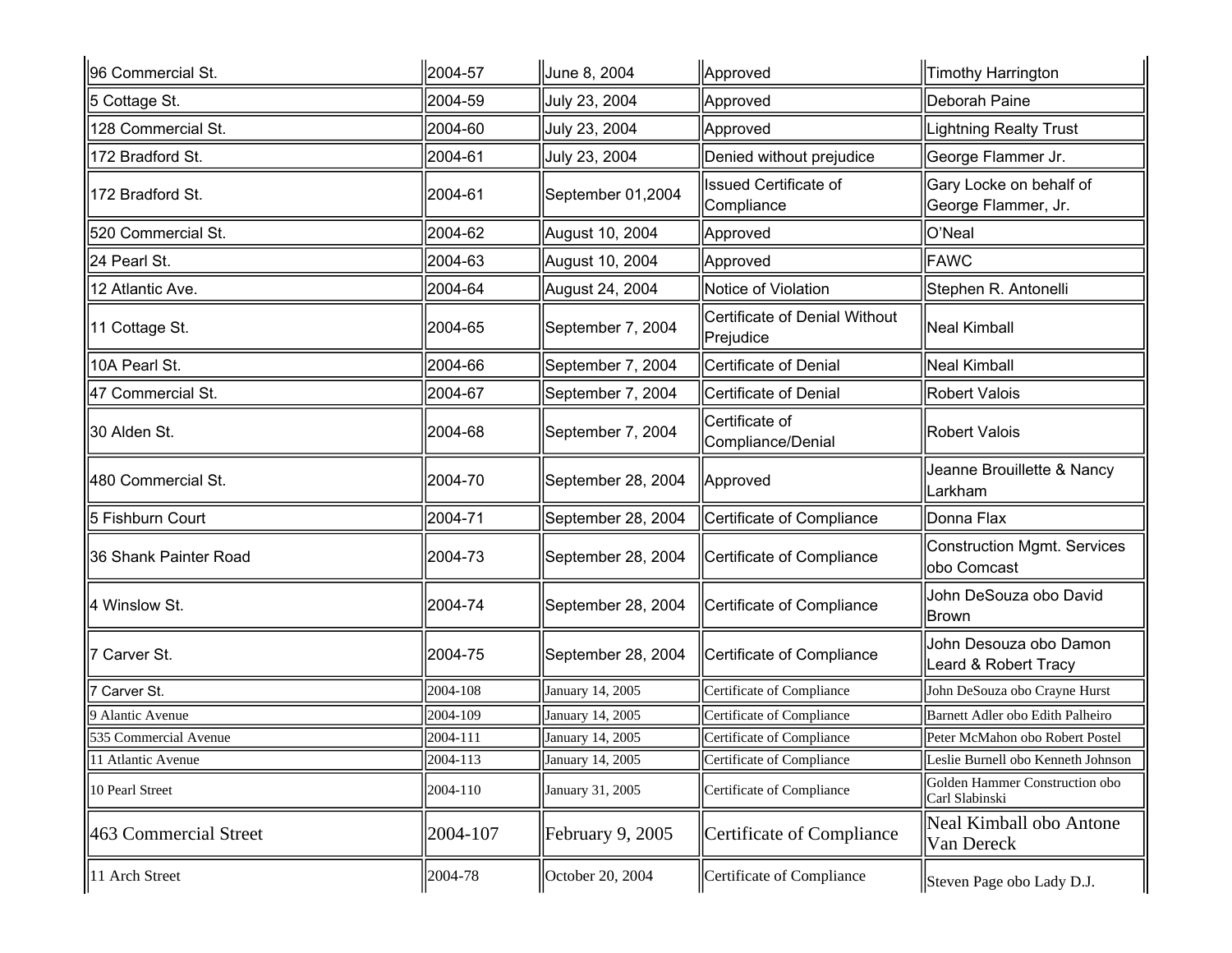| | | | | |
|---|---|---|---|---|
| 96 Commercial St. | 2004-57 | June 8, 2004 | Approved | Timothy Harrington |
| 5 Cottage St. | 2004-59 | July 23, 2004 | Approved | Deborah Paine |
| 128 Commercial St. | 2004-60 | July 23, 2004 | Approved | Lightning Realty Trust |
| 172 Bradford St. | 2004-61 | July 23, 2004 | Denied without prejudice | George Flammer Jr. |
| 172 Bradford St. | 2004-61 | September 01,2004 | Issued Certificate of Compliance | Gary Locke on behalf of George Flammer, Jr. |
| 520 Commercial St. | 2004-62 | August 10, 2004 | Approved | O'Neal |
| 24 Pearl St. | 2004-63 | August 10, 2004 | Approved | FAWC |
| 12 Atlantic Ave. | 2004-64 | August 24, 2004 | Notice of Violation | Stephen R. Antonelli |
| 11 Cottage St. | 2004-65 | September 7, 2004 | Certificate of Denial Without Prejudice | Neal Kimball |
| 10A Pearl St. | 2004-66 | September 7, 2004 | Certificate of Denial | Neal Kimball |
| 47 Commercial St. | 2004-67 | September 7, 2004 | Certificate of Denial | Robert Valois |
| 30 Alden St. | 2004-68 | September 7, 2004 | Certificate of Compliance/Denial | Robert Valois |
| 480 Commercial St. | 2004-70 | September 28, 2004 | Approved | Jeanne Brouillette & Nancy Larkham |
| 5 Fishburn Court | 2004-71 | September 28, 2004 | Certificate of Compliance | Donna Flax |
| 36 Shank Painter Road | 2004-73 | September 28, 2004 | Certificate of Compliance | Construction Mgmt. Services obo Comcast |
| 4 Winslow St. | 2004-74 | September 28, 2004 | Certificate of Compliance | John DeSouza obo David Brown |
| 7 Carver St. | 2004-75 | September 28, 2004 | Certificate of Compliance | John Desouza obo Damon Leard & Robert Tracy |
| 7 Carver St. | 2004-108 | January 14, 2005 | Certificate of Compliance | John DeSouza obo Crayne Hurst |
| 9 Alantic Avenue | 2004-109 | January 14, 2005 | Certificate of Compliance | Barnett Adler obo Edith Palheiro |
| 535 Commercial Avenue | 2004-111 | January 14, 2005 | Certificate of Compliance | Peter McMahon obo Robert Postel |
| 11 Atlantic Avenue | 2004-113 | January 14, 2005 | Certificate of Compliance | Leslie Burnell obo Kenneth Johnson |
| 10 Pearl Street | 2004-110 | January 31, 2005 | Certificate of Compliance | Golden Hammer Construction obo Carl Slabinski |
| 463 Commercial Street | 2004-107 | February 9, 2005 | Certificate of Compliance | Neal Kimball obo Antone Van Dereck |
| 11 Arch Street | 2004-78 | October 20, 2004 | Certificate of Compliance | Steven Page obo Lady D.J. |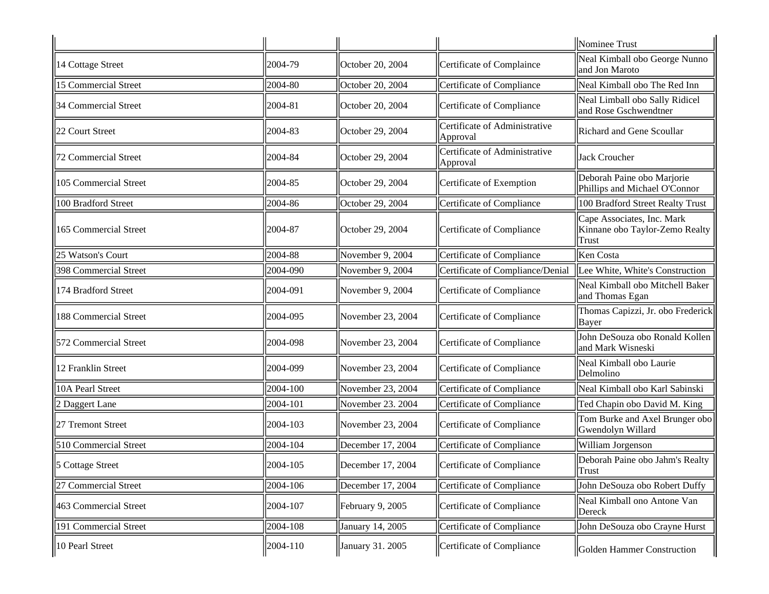| | | | | Nominee Trust |
|---|---|---|---|---|
| 14 Cottage Street | 2004-79 | October 20, 2004 | Certificate of Complaince | Neal Kimball obo George Nunno and Jon Maroto |
| 15 Commercial Street | 2004-80 | October 20, 2004 | Certificate of Compliance | Neal Kimball obo The Red Inn |
| 34 Commercial Street | 2004-81 | October 20, 2004 | Certificate of Compliance | Neal Limball obo Sally Ridicel and Rose Gschwendtner |
| 22 Court Street | 2004-83 | October 29, 2004 | Certificate of Administrative Approval | Richard and Gene Scoullar |
| 72 Commercial Street | 2004-84 | October 29, 2004 | Certificate of Administrative Approval | Jack Croucher |
| 105 Commercial Street | 2004-85 | October 29, 2004 | Certificate of Exemption | Deborah Paine obo Marjorie Phillips and Michael O'Connor |
| 100 Bradford Street | 2004-86 | October 29, 2004 | Certificate of Compliance | 100 Bradford Street Realty Trust |
| 165 Commercial Street | 2004-87 | October 29, 2004 | Certificate of Compliance | Cape Associates, Inc. Mark Kinnane obo Taylor-Zemo Realty Trust |
| 25 Watson's Court | 2004-88 | November 9, 2004 | Certificate of Compliance | Ken Costa |
| 398 Commercial Street | 2004-090 | November 9, 2004 | Certificate of Compliance/Denial | Lee White, White's Construction |
| 174 Bradford Street | 2004-091 | November 9, 2004 | Certificate of Compliance | Neal Kimball obo Mitchell Baker and Thomas Egan |
| 188 Commercial Street | 2004-095 | November 23, 2004 | Certificate of Compliance | Thomas Capizzi, Jr. obo Frederick Bayer |
| 572 Commercial Street | 2004-098 | November 23, 2004 | Certificate of Compliance | John DeSouza obo Ronald Kollen and Mark Wisneski |
| 12 Franklin Street | 2004-099 | November 23, 2004 | Certificate of Compliance | Neal Kimball obo Laurie Delmolino |
| 10A Pearl Street | 2004-100 | November 23, 2004 | Certificate of Compliance | Neal Kimball obo Karl Sabinski |
| 2 Daggert Lane | 2004-101 | November 23. 2004 | Certificate of Compliance | Ted Chapin obo David M. King |
| 27 Tremont Street | 2004-103 | November 23, 2004 | Certificate of Compliance | Tom Burke and Axel Brunger obo Gwendolyn Willard |
| 510 Commercial Street | 2004-104 | December 17, 2004 | Certificate of Compliance | William Jorgenson |
| 5 Cottage Street | 2004-105 | December 17, 2004 | Certificate of Compliance | Deborah Paine obo Jahm's Realty Trust |
| 27 Commercial Street | 2004-106 | December 17, 2004 | Certificate of Compliance | John DeSouza obo Robert Duffy |
| 463 Commercial Street | 2004-107 | February 9, 2005 | Certificate of Compliance | Neal Kimball ono Antone Van Dereck |
| 191 Commercial Street | 2004-108 | January 14, 2005 | Certificate of Compliance | John DeSouza obo Crayne Hurst |
| 10 Pearl Street | 2004-110 | January 31. 2005 | Certificate of Compliance | Golden Hammer Construction |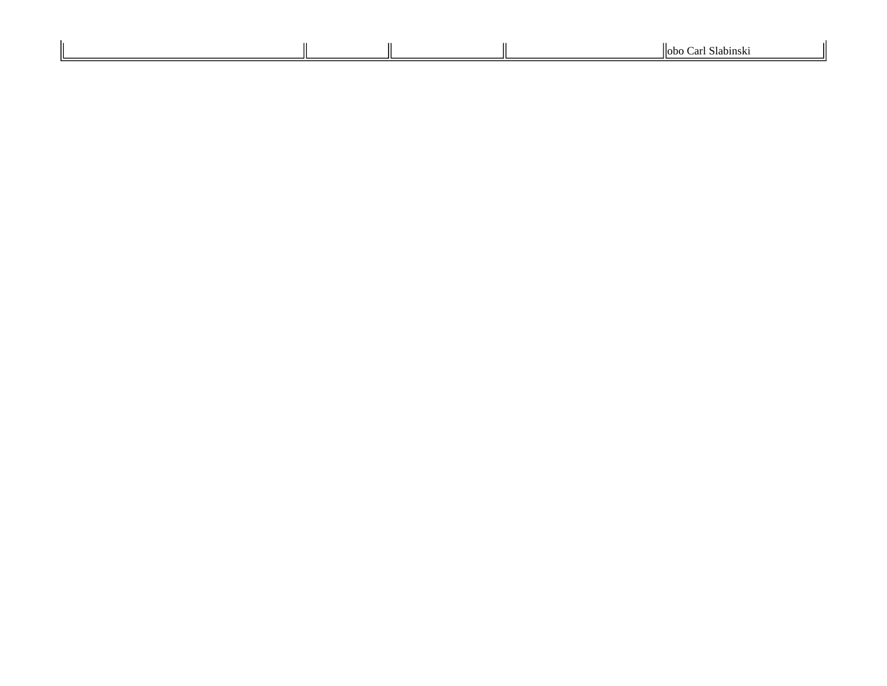| | | | | |
|---|---|---|---|---|
| | | | | obo Carl Slabinski |